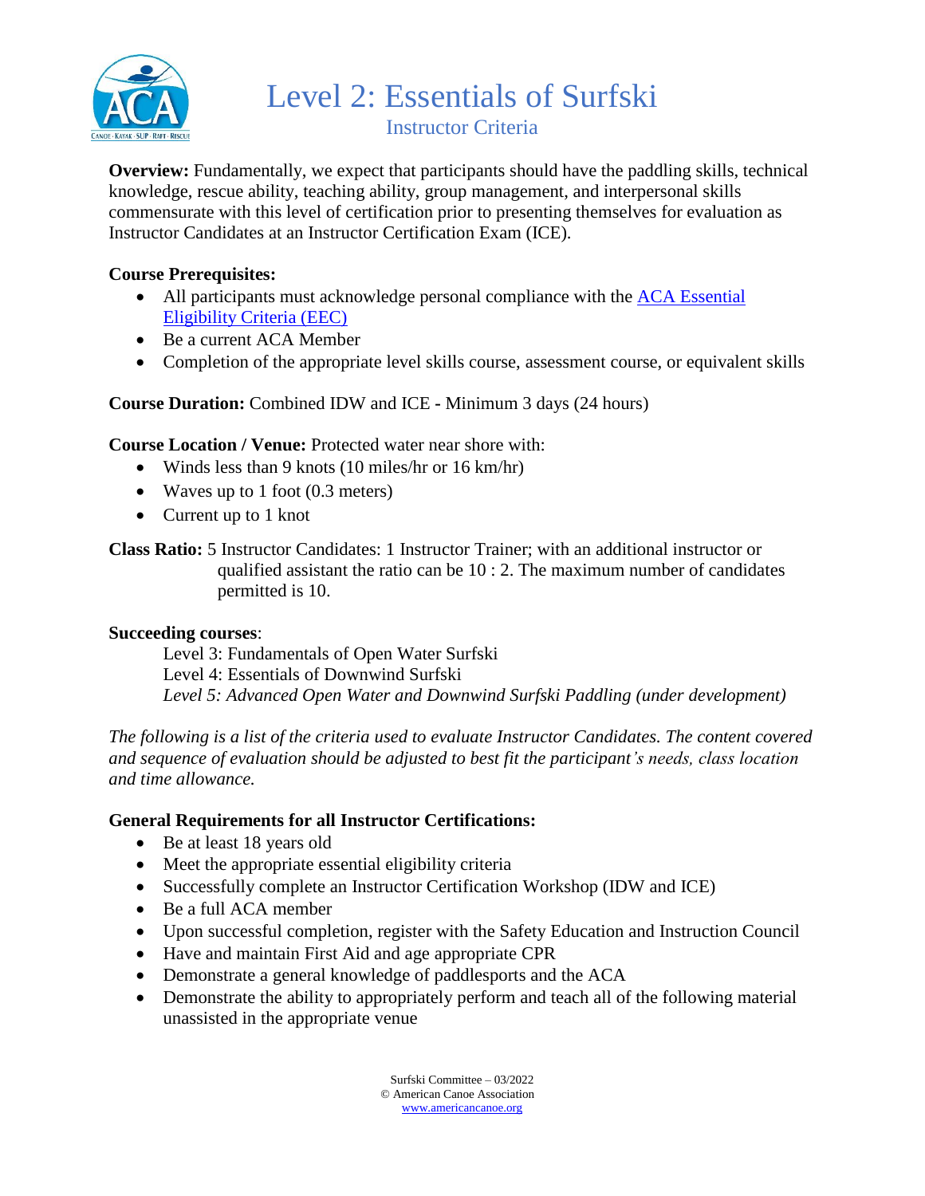# Level 2: Essentials of Surfski

## Instructor Criteria

**Overview:** Fundamentally, we expect that participants should have the paddling skills, technical knowledge, rescue ability, teaching ability, group management, and interpersonal skills commensurate with this level of certification prior to presenting themselves for evaluation as Instructor Candidates at an Instructor Certification Exam (ICE).

**Course Prerequisites:**

- All participants must acknowledge personal compliance with the ACA Essential Eligibility Criteria (EEC)
- Be a current ACA Member
- Completion of the appropriate level skills course, assessment course, or equivalent skills

**Course Duration:** Combined IDW and ICE - Minimum 3 days (24 hours)

**Course Location / Venue:** Protected water near shore with:

- Winds less than 9 knots (10 miles/hr or 16 km/hr)
- Waves up to 1 foot (0.3 meters)
- Current up to 1 knot

**Class Ratio:** 5 Instructor Candidates: 1 Instructor Trainer; with an additional instructor or qualified assistant the ratio can be 10 : 2. The maximum number of candidates permitted is 10.

**Succeeding courses**:

Level 3: Fundamentals of Open Water Surfski
Level 4: Essentials of Downwind Surfski
*Level 5: Advanced Open Water and Downwind Surfski Paddling (under development)*

*The following is a list of the criteria used to evaluate Instructor Candidates. The content covered and sequence of evaluation should be adjusted to best fit the participant's needs, class location and time allowance.*

**General Requirements for all Instructor Certifications:**

- Be at least 18 years old
- Meet the appropriate essential eligibility criteria
- Successfully complete an Instructor Certification Workshop (IDW and ICE)
- Be a full ACA member
- Upon successful completion, register with the Safety Education and Instruction Council
- Have and maintain First Aid and age appropriate CPR
- Demonstrate a general knowledge of paddlesports and the ACA
- Demonstrate the ability to appropriately perform and teach all of the following material unassisted in the appropriate venue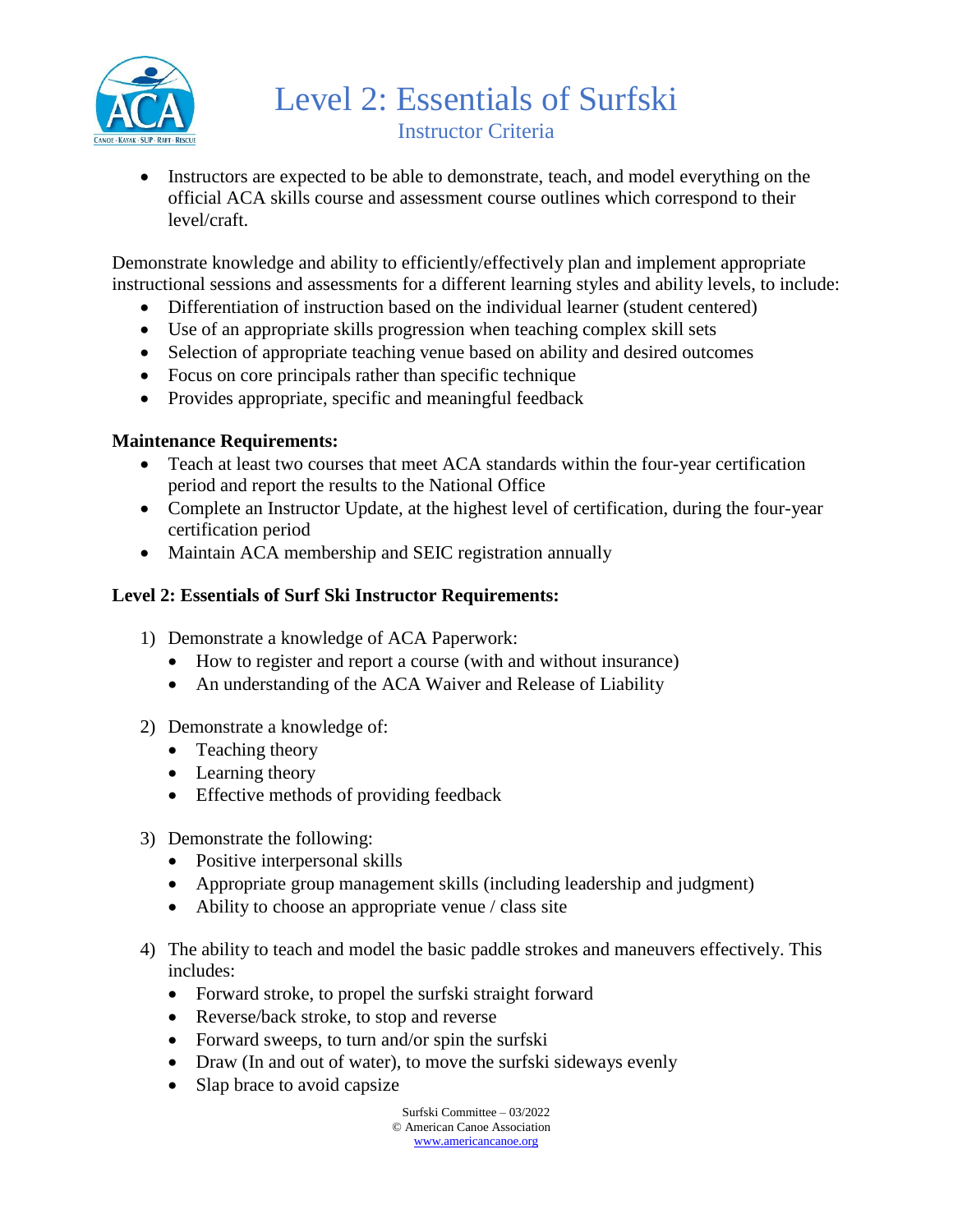# Level 2: Essentials of Surfski

## Instructor Criteria

- Instructors are expected to be able to demonstrate, teach, and model everything on the official ACA skills course and assessment course outlines which correspond to their level/craft.

Demonstrate knowledge and ability to efficiently/effectively plan and implement appropriate instructional sessions and assessments for a different learning styles and ability levels, to include:

- Differentiation of instruction based on the individual learner (student centered)
- Use of an appropriate skills progression when teaching complex skill sets
- Selection of appropriate teaching venue based on ability and desired outcomes
- Focus on core principals rather than specific technique
- Provides appropriate, specific and meaningful feedback

**Maintenance Requirements:**

- Teach at least two courses that meet ACA standards within the four-year certification period and report the results to the National Office
- Complete an Instructor Update, at the highest level of certification, during the four-year certification period
- Maintain ACA membership and SEIC registration annually

**Level 2: Essentials of Surf Ski Instructor Requirements:**

1) Demonstrate a knowledge of ACA Paperwork:
   - How to register and report a course (with and without insurance)
   - An understanding of the ACA Waiver and Release of Liability

2) Demonstrate a knowledge of:
   - Teaching theory
   - Learning theory
   - Effective methods of providing feedback

3) Demonstrate the following:
   - Positive interpersonal skills
   - Appropriate group management skills (including leadership and judgment)
   - Ability to choose an appropriate venue / class site

4) The ability to teach and model the basic paddle strokes and maneuvers effectively. This includes:
   - Forward stroke, to propel the surfski straight forward
   - Reverse/back stroke, to stop and reverse
   - Forward sweeps, to turn and/or spin the surfski
   - Draw (In and out of water), to move the surfski sideways evenly
   - Slap brace to avoid capsize

Surfski Committee – 03/2022
© American Canoe Association
www.americancanoe.org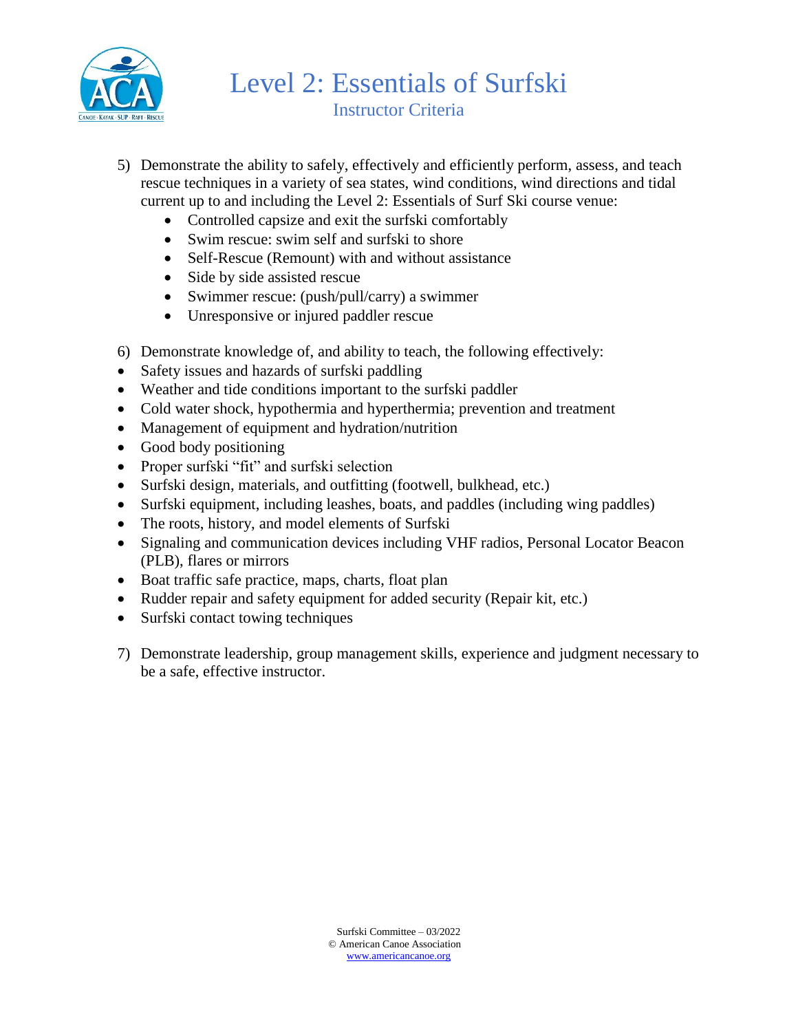5) Demonstrate the ability to safely, effectively and efficiently perform, assess, and teach rescue techniques in a variety of sea states, wind conditions, wind directions and tidal current up to and including the Level 2: Essentials of Surf Ski course venue:
    - Controlled capsize and exit the surfski comfortably
    - Swim rescue: swim self and surfski to shore
    - Self-Rescue (Remount) with and without assistance
    - Side by side assisted rescue
    - Swimmer rescue: (push/pull/carry) a swimmer
    - Unresponsive or injured paddler rescue

6) Demonstrate knowledge of, and ability to teach, the following effectively:

- Safety issues and hazards of surfski paddling
- Weather and tide conditions important to the surfski paddler
- Cold water shock, hypothermia and hyperthermia; prevention and treatment
- Management of equipment and hydration/nutrition
- Good body positioning
- Proper surfski "fit" and surfski selection
- Surfski design, materials, and outfitting (footwell, bulkhead, etc.)
- Surfski equipment, including leashes, boats, and paddles (including wing paddles)
- The roots, history, and model elements of Surfski
- Signaling and communication devices including VHF radios, Personal Locator Beacon (PLB), flares or mirrors
- Boat traffic safe practice, maps, charts, float plan
- Rudder repair and safety equipment for added security (Repair kit, etc.)
- Surfski contact towing techniques

7) Demonstrate leadership, group management skills, experience and judgment necessary to be a safe, effective instructor.